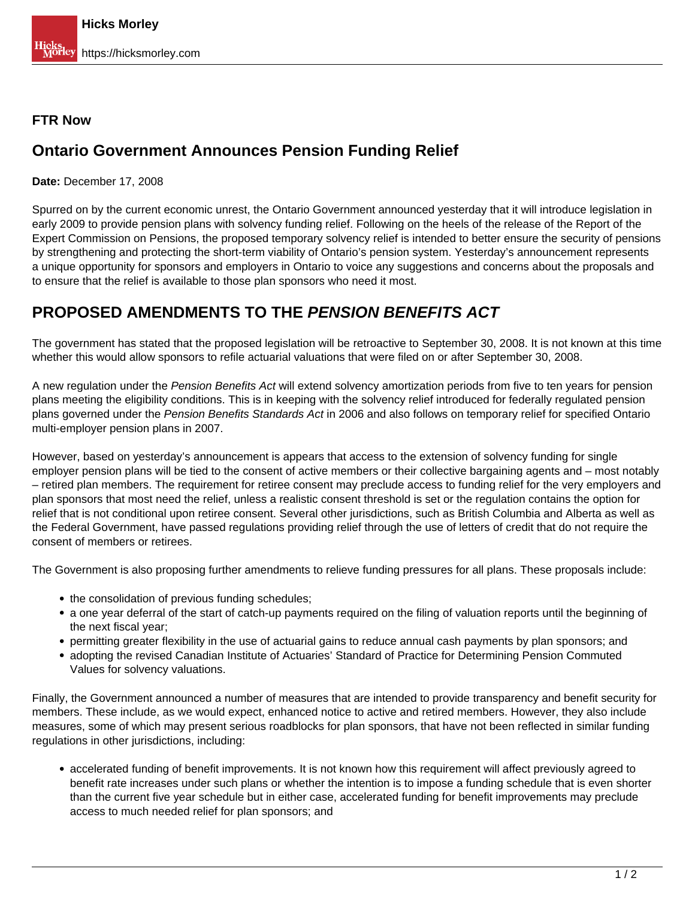**FTR Now**

## Ontario Government Announces Pension Funding Relief

**Date:** December 17, 2008

Spurred on by the current economic unrest, the Ontario Government announced yesterday that it will introduce legislation in early 2009 to provide pension plans with solvency funding relief. Following on the heels of the release of the Report of the Expert Commission on Pensions, the proposed temporary solvency relief is intended to better ensure the security of pensions by strengthening and protecting the short-term viability of Ontario's pension system. Yesterday's announcement represents a unique opportunity for sponsors and employers in Ontario to voice any suggestions and concerns about the proposals and to ensure that the relief is available to those plan sponsors who need it most.

# PROPOSED AMENDMENTS TO THE *PENSION BENEFITS ACT*

The government has stated that the proposed legislation will be retroactive to September 30, 2008. It is not known at this time whether this would allow sponsors to refile actuarial valuations that were filed on or after September 30, 2008.

A new regulation under the *Pension Benefits Act* will extend solvency amortization periods from five to ten years for pension plans meeting the eligibility conditions. This is in keeping with the solvency relief introduced for federally regulated pension plans governed under the *Pension Benefits Standards Act* in 2006 and also follows on temporary relief for specified Ontario multi-employer pension plans in 2007.

However, based on yesterday's announcement is appears that access to the extension of solvency funding for single employer pension plans will be tied to the consent of active members or their collective bargaining agents and – most notably – retired plan members. The requirement for retiree consent may preclude access to funding relief for the very employers and plan sponsors that most need the relief, unless a realistic consent threshold is set or the regulation contains the option for relief that is not conditional upon retiree consent. Several other jurisdictions, such as British Columbia and Alberta as well as the Federal Government, have passed regulations providing relief through the use of letters of credit that do not require the consent of members or retirees.

The Government is also proposing further amendments to relieve funding pressures for all plans. These proposals include:

- the consolidation of previous funding schedules;
- a one year deferral of the start of catch-up payments required on the filing of valuation reports until the beginning of the next fiscal year;
- permitting greater flexibility in the use of actuarial gains to reduce annual cash payments by plan sponsors; and
- adopting the revised Canadian Institute of Actuaries' Standard of Practice for Determining Pension Commuted Values for solvency valuations.

Finally, the Government announced a number of measures that are intended to provide transparency and benefit security for members. These include, as we would expect, enhanced notice to active and retired members. However, they also include measures, some of which may present serious roadblocks for plan sponsors, that have not been reflected in similar funding regulations in other jurisdictions, including:

- accelerated funding of benefit improvements. It is not known how this requirement will affect previously agreed to benefit rate increases under such plans or whether the intention is to impose a funding schedule that is even shorter than the current five year schedule but in either case, accelerated funding for benefit improvements may preclude access to much needed relief for plan sponsors; and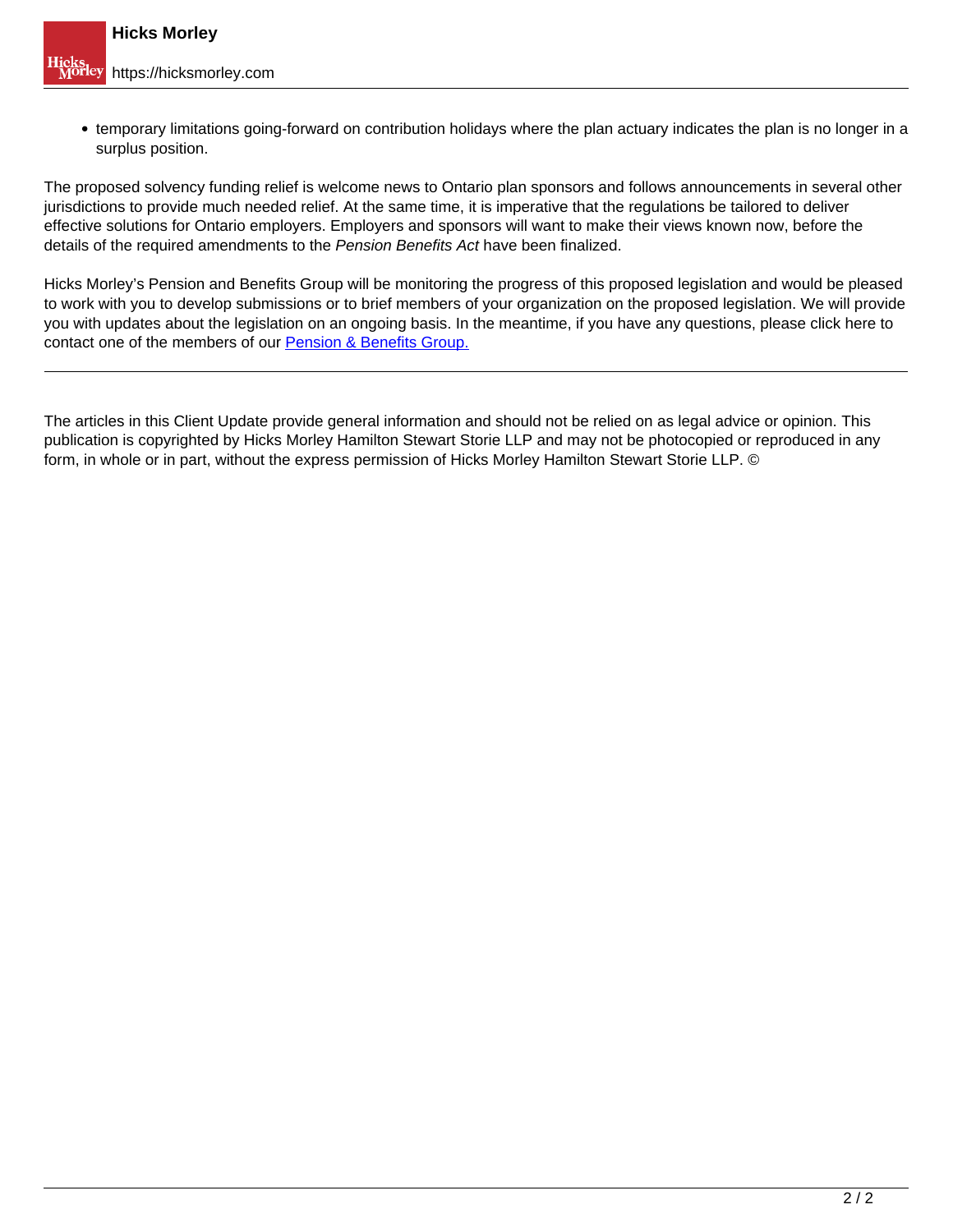- temporary limitations going-forward on contribution holidays where the plan actuary indicates the plan is no longer in a surplus position.

The proposed solvency funding relief is welcome news to Ontario plan sponsors and follows announcements in several other jurisdictions to provide much needed relief. At the same time, it is imperative that the regulations be tailored to deliver effective solutions for Ontario employers. Employers and sponsors will want to make their views known now, before the details of the required amendments to the *Pension Benefits Act* have been finalized.

Hicks Morley's Pension and Benefits Group will be monitoring the progress of this proposed legislation and would be pleased to work with you to develop submissions or to brief members of your organization on the proposed legislation. We will provide you with updates about the legislation on an ongoing basis. In the meantime, if you have any questions, please click here to contact one of the members of our [Pension & Benefits Group.]()

---

The articles in this Client Update provide general information and should not be relied on as legal advice or opinion. This publication is copyrighted by Hicks Morley Hamilton Stewart Storie LLP and may not be photocopied or reproduced in any form, in whole or in part, without the express permission of Hicks Morley Hamilton Stewart Storie LLP. ©